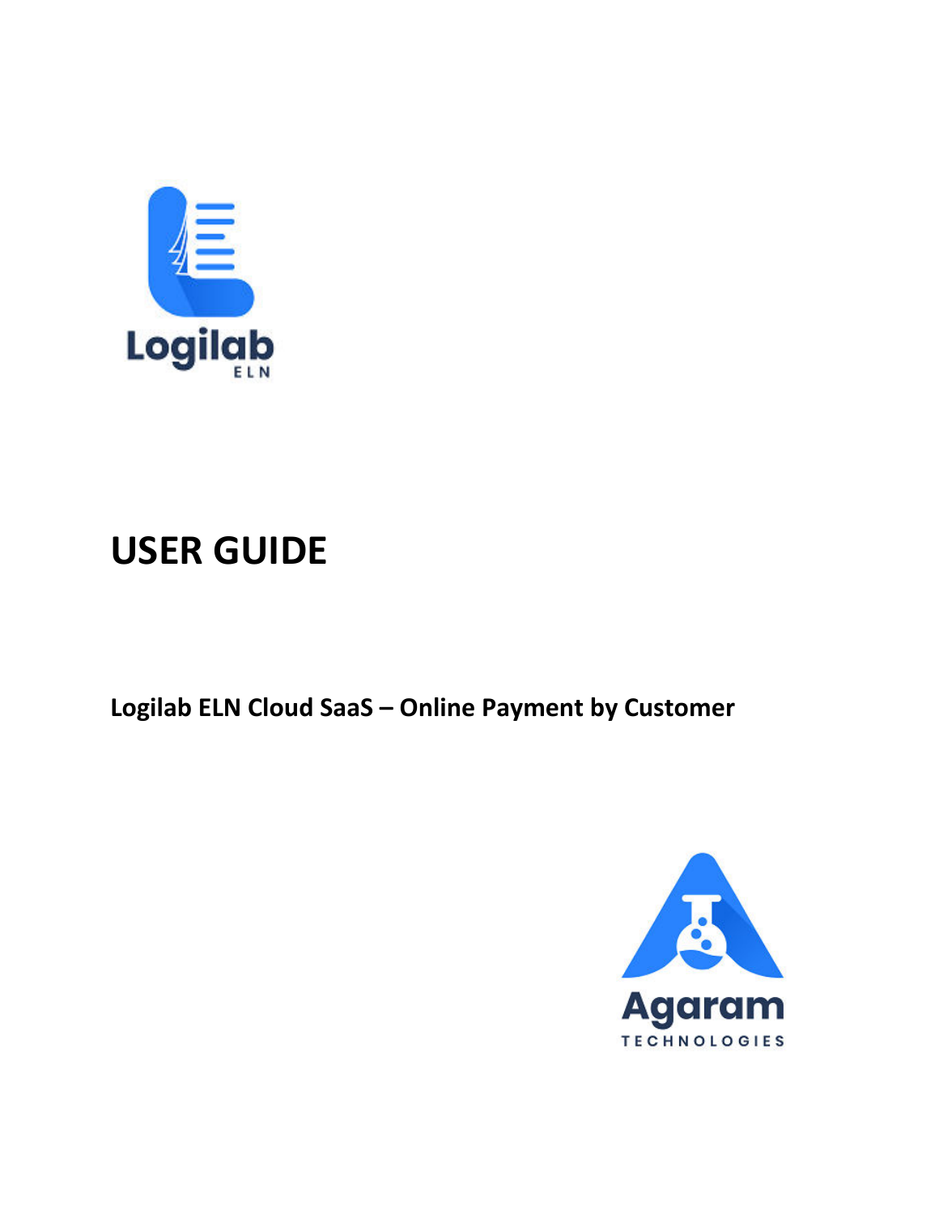Logilab
ELN

# USER GUIDE

**Logilab ELN Cloud SaaS – Online Payment by Customer**

Agaram
TECHNOLOGIES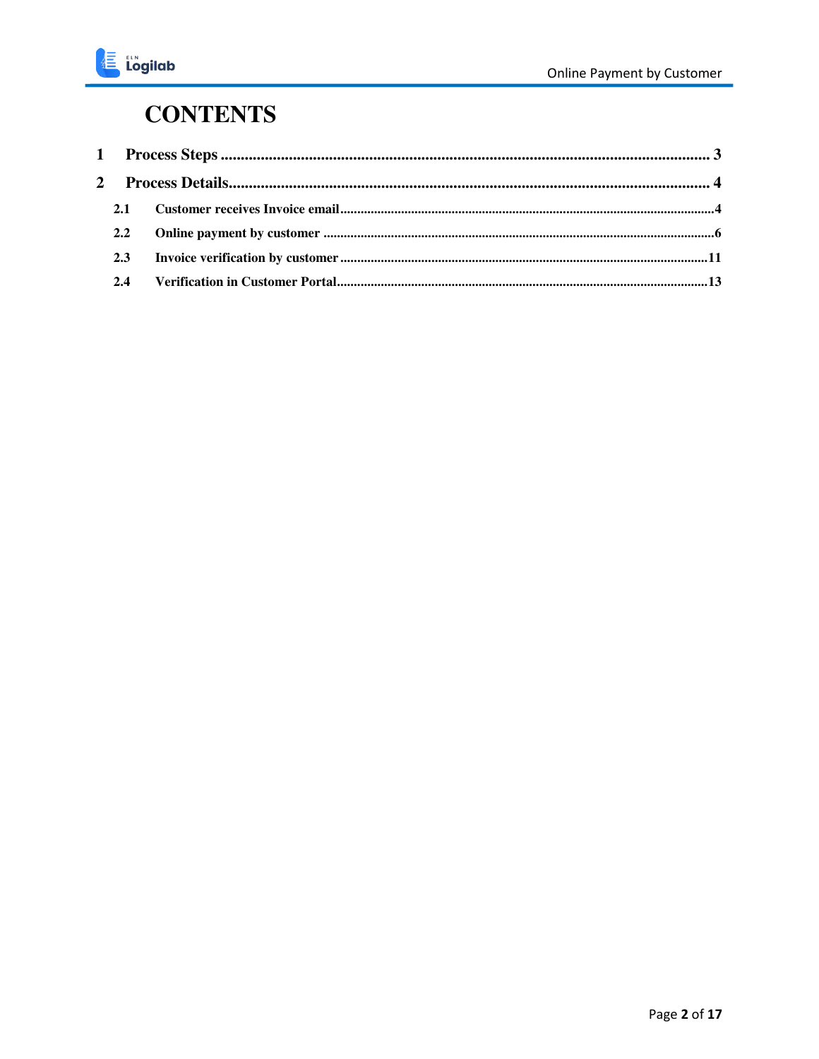# CONTENTS

1 Process Steps ........................................................................................................................ 3

2 Process Details....................................................................................................................... 4

 2.1 Customer receives Invoice email.............................................................................................4

 2.2 Online payment by customer ...................................................................................................6

 2.3 Invoice verification by customer ...........................................................................................11

 2.4 Verification in Customer Portal.............................................................................................13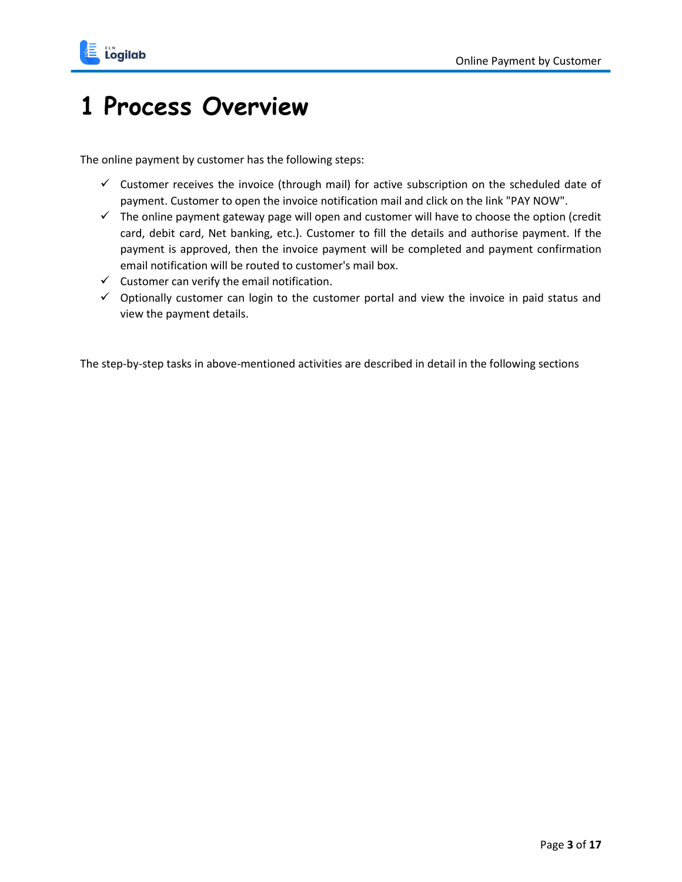# 1 Process Overview

The online payment by customer has the following steps:

- ✓ Customer receives the invoice (through mail) for active subscription on the scheduled date of payment. Customer to open the invoice notification mail and click on the link "PAY NOW".
- ✓ The online payment gateway page will open and customer will have to choose the option (credit card, debit card, Net banking, etc.). Customer to fill the details and authorise payment. If the payment is approved, then the invoice payment will be completed and payment confirmation email notification will be routed to customer's mail box.
- ✓ Customer can verify the email notification.
- ✓ Optionally customer can login to the customer portal and view the invoice in paid status and view the payment details.

The step-by-step tasks in above-mentioned activities are described in detail in the following sections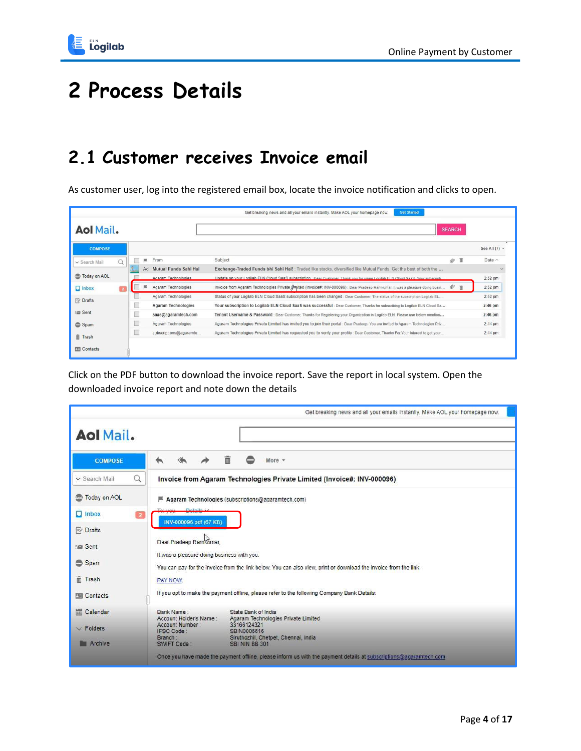# 2 Process Details

## 2.1 Customer receives Invoice email

As customer user, log into the registered email box, locate the invoice notification and clicks to open.

Click on the PDF button to download the invoice report. Save the report in local system. Open the downloaded invoice report and note down the details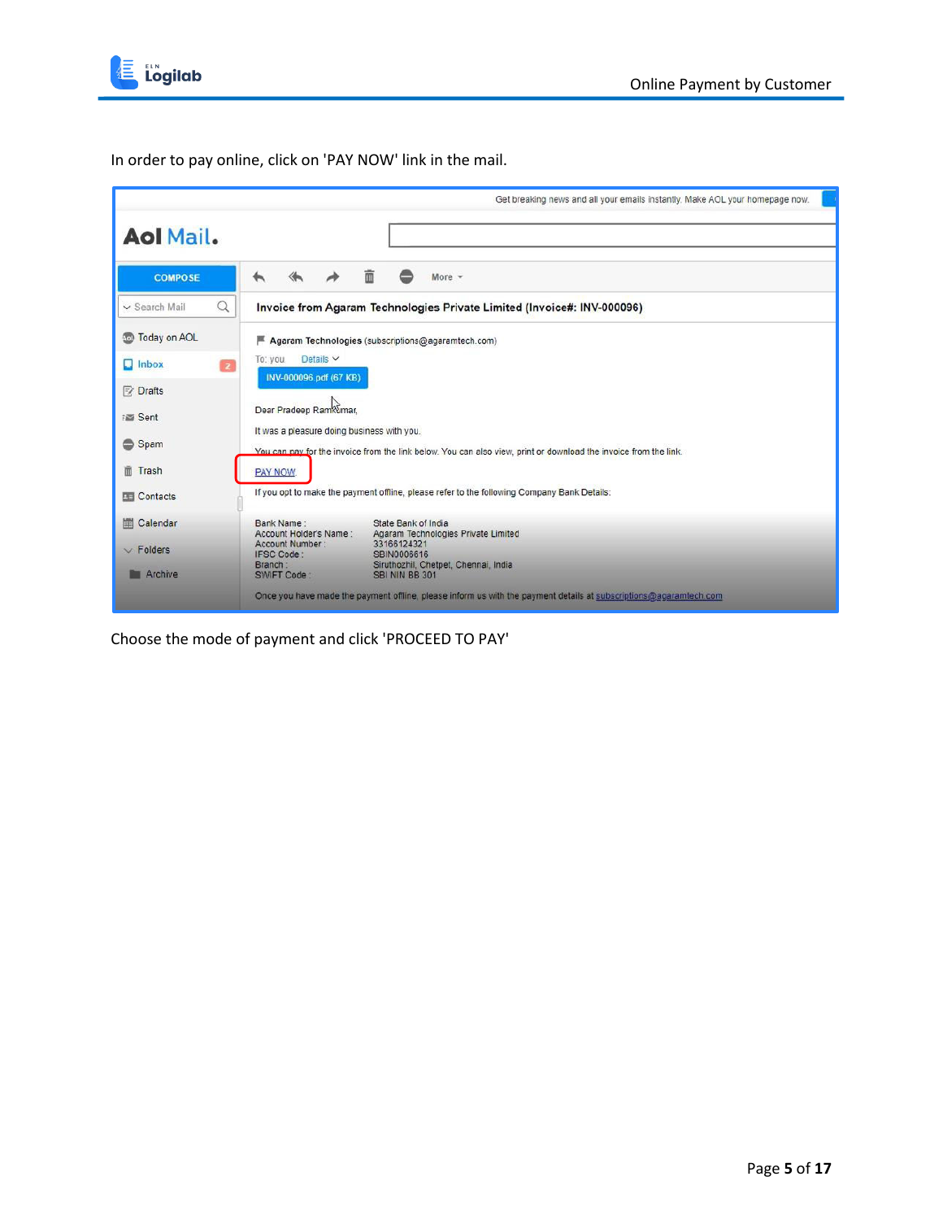In order to pay online, click on 'PAY NOW' link in the mail.

Choose the mode of payment and click 'PROCEED TO PAY'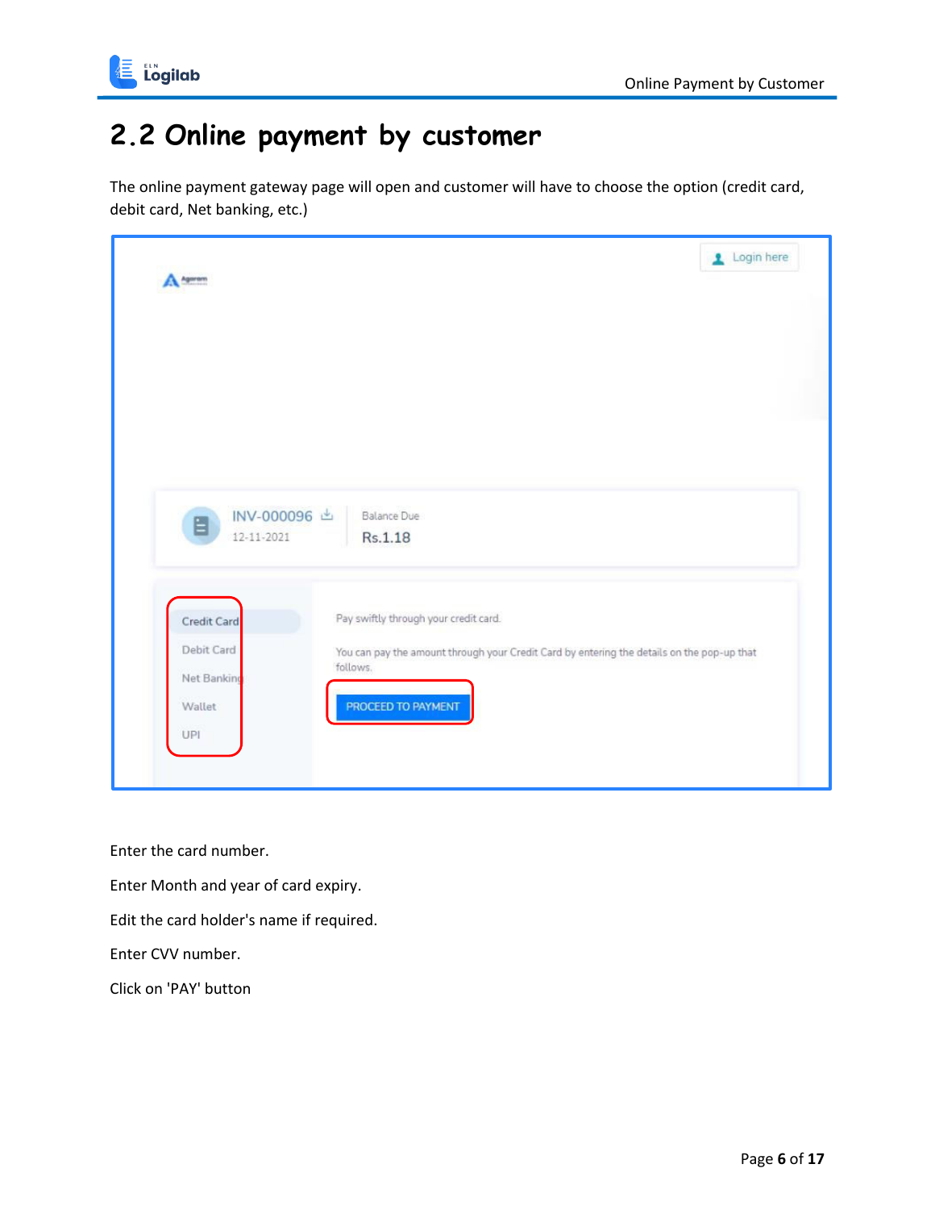## 2.2 Online payment by customer

The online payment gateway page will open and customer will have to choose the option (credit card, debit card, Net banking, etc.)

Enter the card number.

Enter Month and year of card expiry.

Edit the card holder's name if required.

Enter CVV number.

Click on 'PAY' button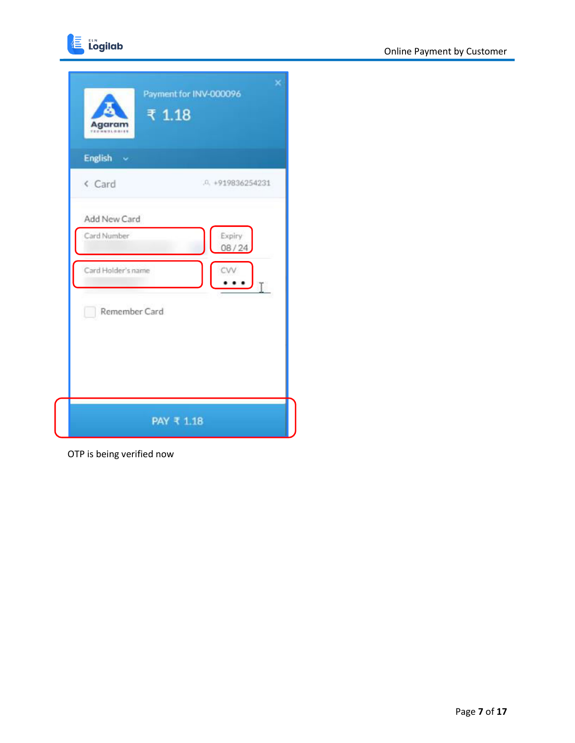Payment for INV-000096

₹ 1.18

English

Card +919836254231

Add New Card

Card Number

Expiry 08 / 24

Card Holder's name

CVV

Remember Card

PAY ₹ 1.18

OTP is being verified now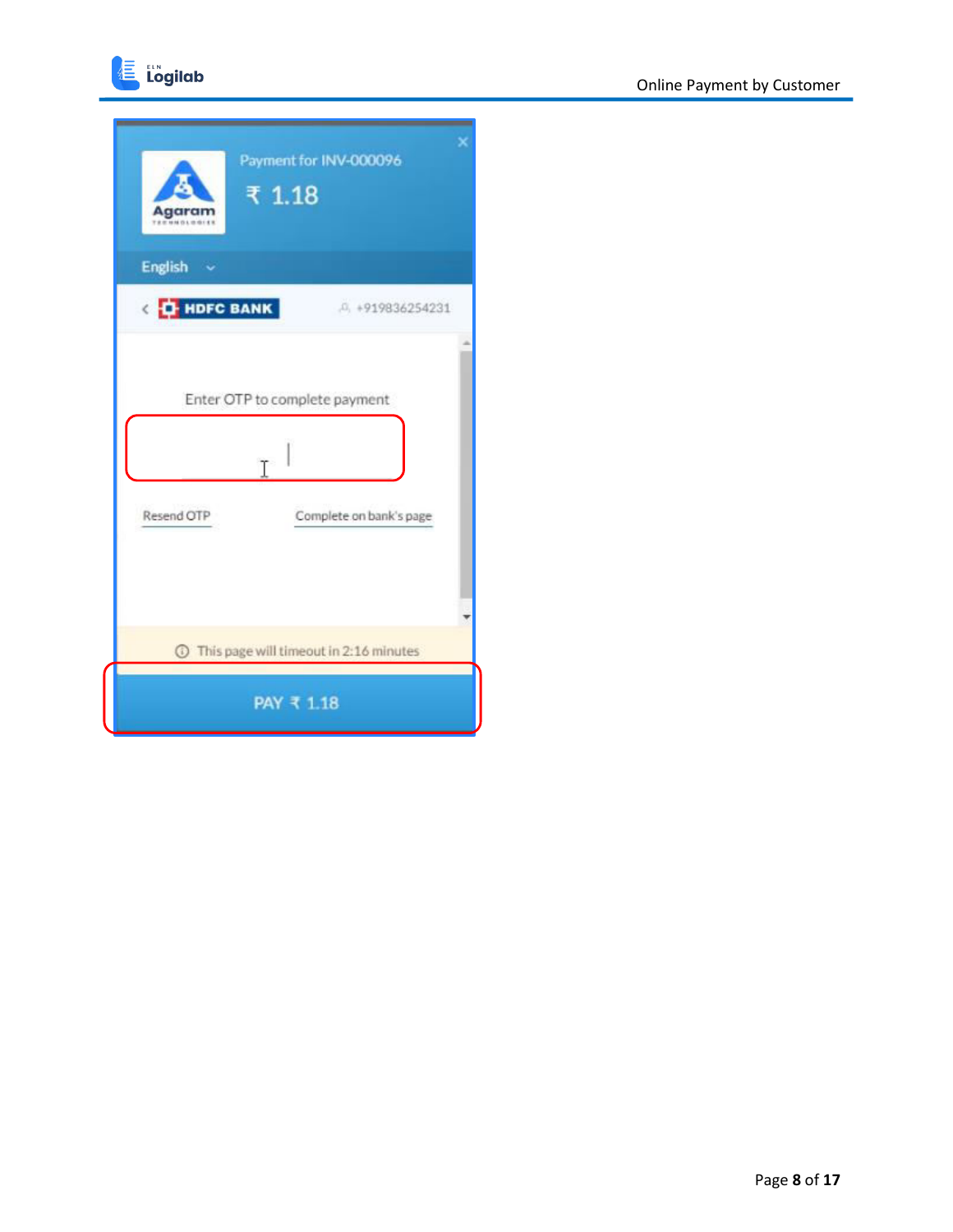Payment for INV-000096

₹ 1.18

English

HDFC BANK +919836254231

Enter OTP to complete payment

Resend OTP Complete on bank's page

This page will timeout in 2:16 minutes

PAY ₹ 1.18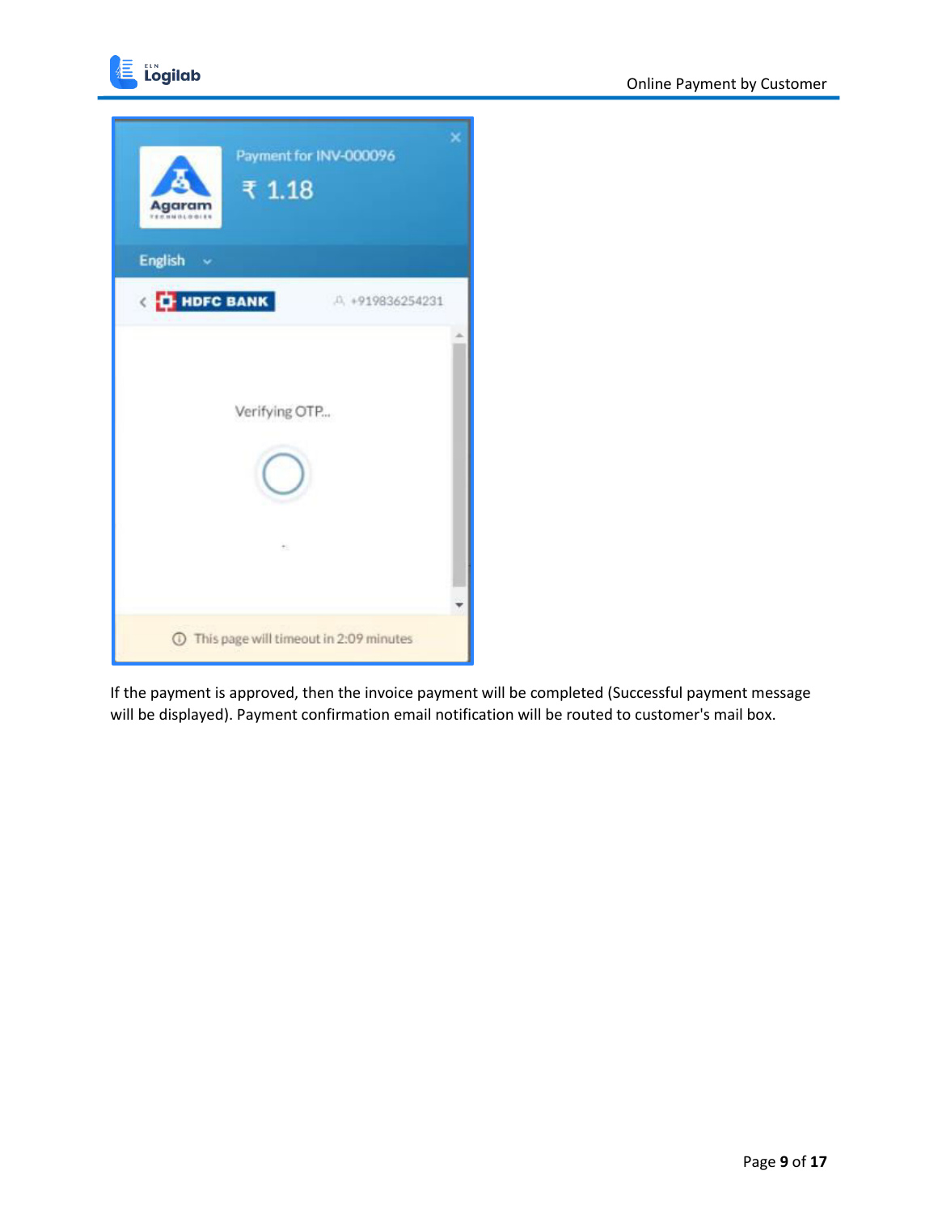If the payment is approved, then the invoice payment will be completed (Successful payment message will be displayed). Payment confirmation email notification will be routed to customer's mail box.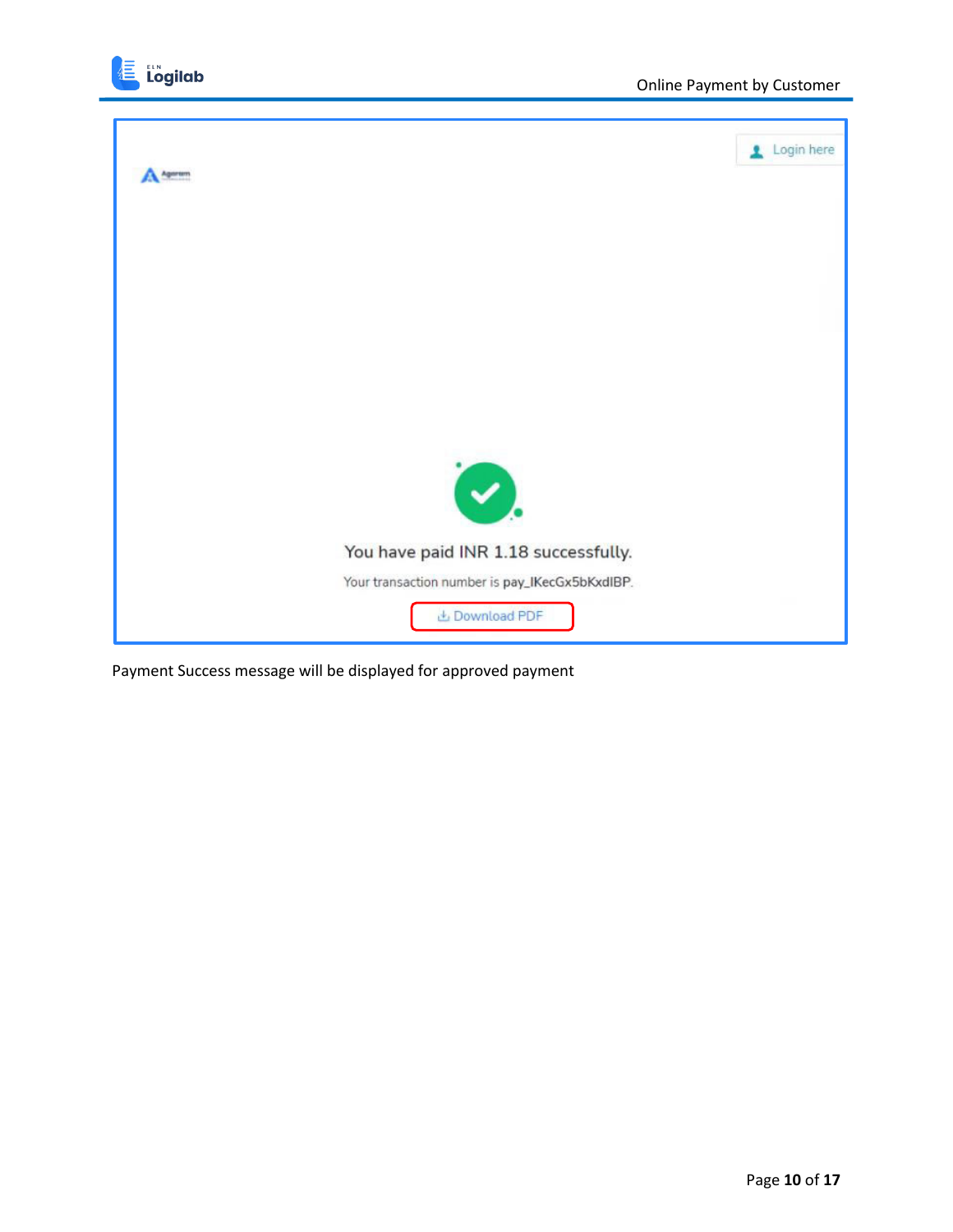Login here

You have paid INR 1.18 successfully.

Your transaction number is pay_IKecGx5bKxdIBP.

Download PDF

Payment Success message will be displayed for approved payment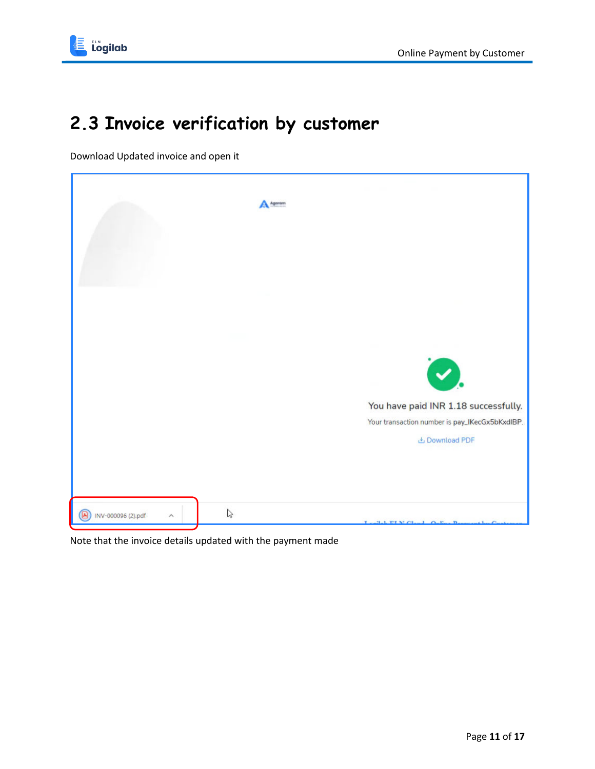## 2.3 Invoice verification by customer

Download Updated invoice and open it

You have paid INR 1.18 successfully.

Your transaction number is pay_IKecGx5bKxdIBP.

Download PDF

INV-000096 (2).pdf

Note that the invoice details updated with the payment made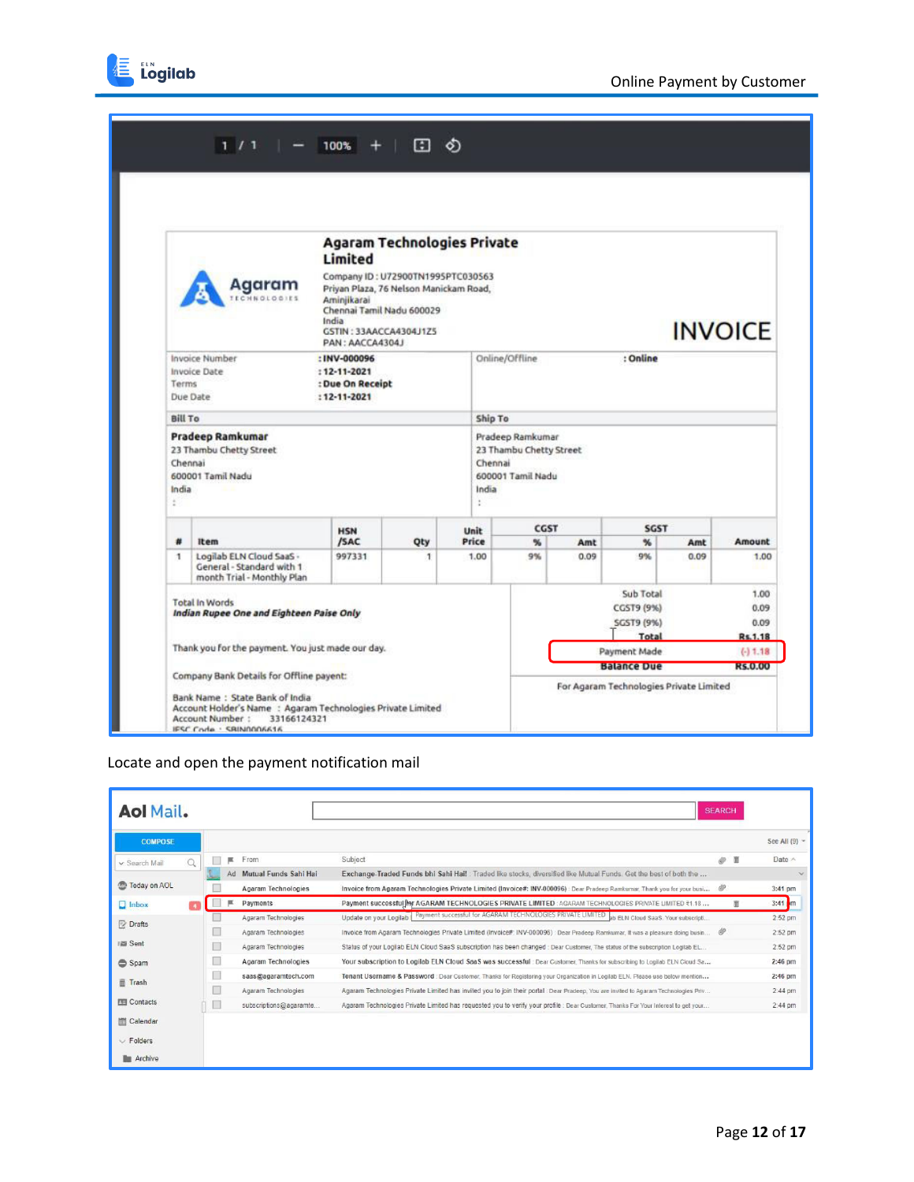Agaram Technologies Private Limited

Company ID : U72900TN1995PTC030563
Priyan Plaza, 76 Nelson Manickam Road,
Aminjikarai
Chennai Tamil Nadu 600029
India
GSTIN : 33AACCA4304J1Z5
PAN : AACCA4304J

INVOICE

| Invoice Number | : INV-000096 | Online/Offline | : Online |
|---|---|---|---|
| Invoice Date | : 12-11-2021 | | |
| Terms | : Due On Receipt | | |
| Due Date | : 12-11-2021 | | |

**Bill To**

**Pradeep Ramkumar**
23 Thambu Chetty Street
Chennai
600001 Tamil Nadu
India

**Ship To**

Pradeep Ramkumar
23 Thambu Chetty Street
Chennai
600001 Tamil Nadu
India

| # | Item | HSN /SAC | Qty | Unit Price | CGST | | SGST | | Amount |
|---|---|---|---|---|---|---|---|---|---|
| | | | | | % | Amt | % | Amt | |
| 1 | Logilab ELN Cloud SaaS - General - Standard with 1 month Trial - Monthly Plan | 997331 | 1 | 1.00 | 9% | 0.09 | 9% | 0.09 | 1.00 |

Total In Words
*Indian Rupee One and Eighteen Paise Only*

| | |
|---|---|
| Sub Total | 1.00 |
| CGST9 (9%) | 0.09 |
| SGST9 (9%) | 0.09 |
| **Total** | **Rs.1.18** |
| Payment Made | (-) 1.18 |
| **Balance Due** | **Rs.0.00** |

Thank you for the payment. You just made our day.

For Agaram Technologies Private Limited

Company Bank Details for Offline payent:

Bank Name : State Bank of India
Account Holder's Name : Agaram Technologies Private Limited
Account Number : 33166124321
IFSC Code : SBIN0006616

Locate and open the payment notification mail

Aol Mail.

| From | Subject | Date |
|---|---|---|
| Mutual Funds Sahi Hai | Exchange-Traded Funds bhi Sahi Hai! - Traded like stocks, diversified like Mutual Funds. Get the best of both the ... | |
| Agaram Technologies | Invoice from Agaram Technologies Private Limited (Invoice#: INV-000096) - Dear Pradeep Ramkumar, Thank you for your busi... | 3:41 pm |
| Payments | Payment successful for AGARAM TECHNOLOGIES PRIVATE LIMITED - AGARAM TECHNOLOGIES PRIVATE LIMITED ₹1.18 ... | 3:41 pm |
| Agaram Technologies | Update on your Logilab ELN Cloud SaaS. Your subscripti... | 2:52 pm |
| Agaram Technologies | Invoice from Agaram Technologies Private Limited (Invoice#: INV-000095) - Dear Pradeep Ramkumar, It was a pleasure doing busin... | 2:52 pm |
| Agaram Technologies | Status of your Logilab ELN Cloud SaaS subscription has been changed - Dear Customer, The status of the subscription Logilab EL... | 2:52 pm |
| Agaram Technologies | Your subscription to Logilab ELN Cloud SaaS was successful - Dear Customer, Thanks for subscribing to Logilab ELN Cloud Sa... | 2:46 pm |
| saas@agaramtech.com | Tenant Username & Password - Dear Customer, Thanks for Registering your Organization in Logilab ELN. Please use below mention... | 2:46 pm |
| Agaram Technologies | Agaram Technologies Private Limited has invited you to join their portal - Dear Pradeep, You are invited to Agaram Technologies Priv... | 2:44 pm |
| subscriptions@agaramte... | Agaram Technologies Private Limited has requested you to verify your profile - Dear Customer, Thanks For Your Interest to get your... | 2:44 pm |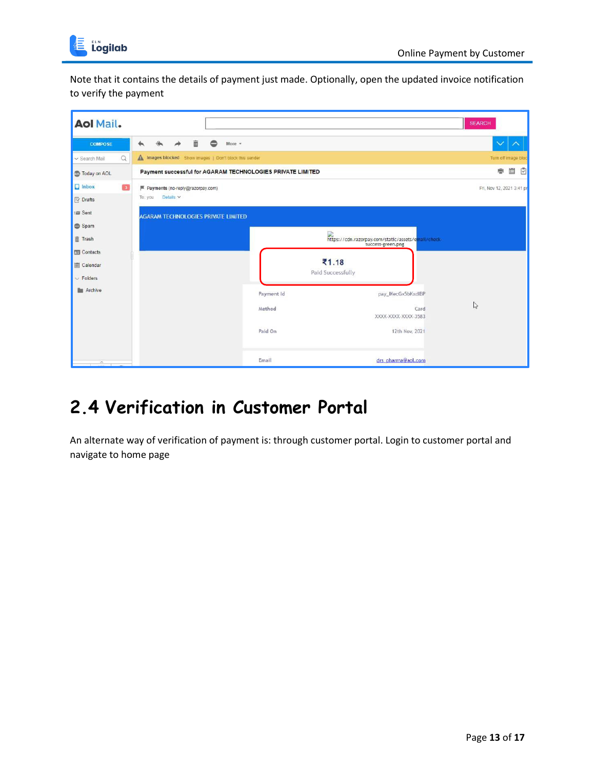Note that it contains the details of payment just made. Optionally, open the updated invoice notification to verify the payment

## 2.4 Verification in Customer Portal

An alternate way of verification of payment is: through customer portal. Login to customer portal and navigate to home page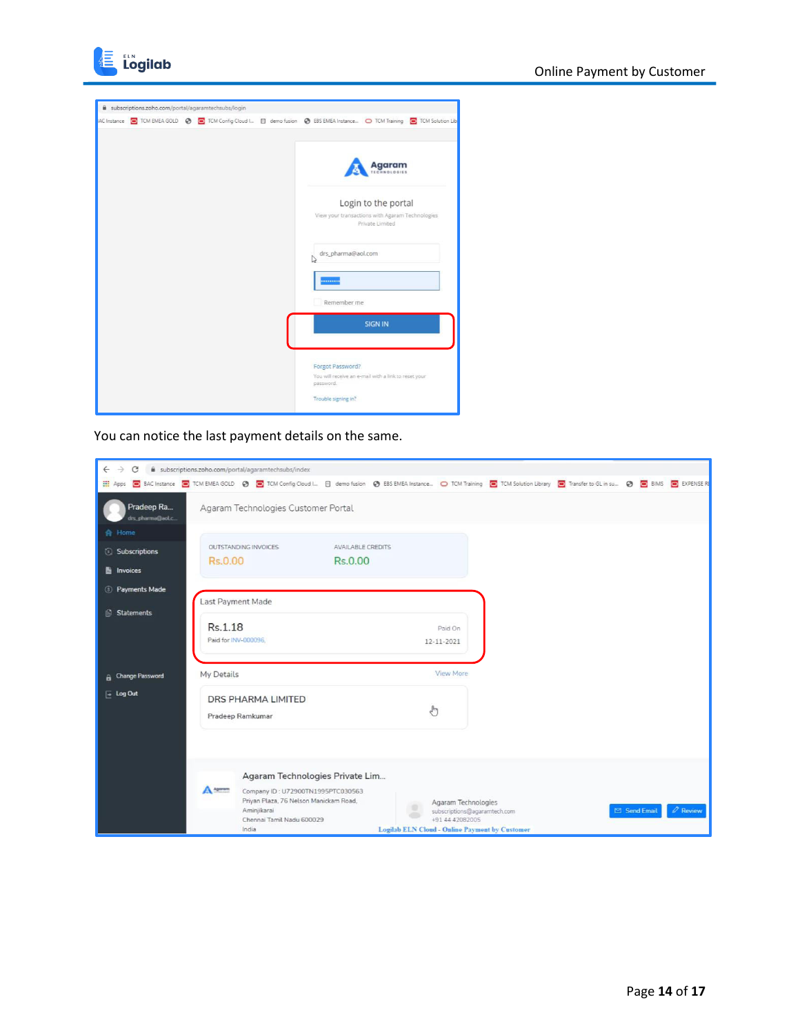You can notice the last payment details on the same.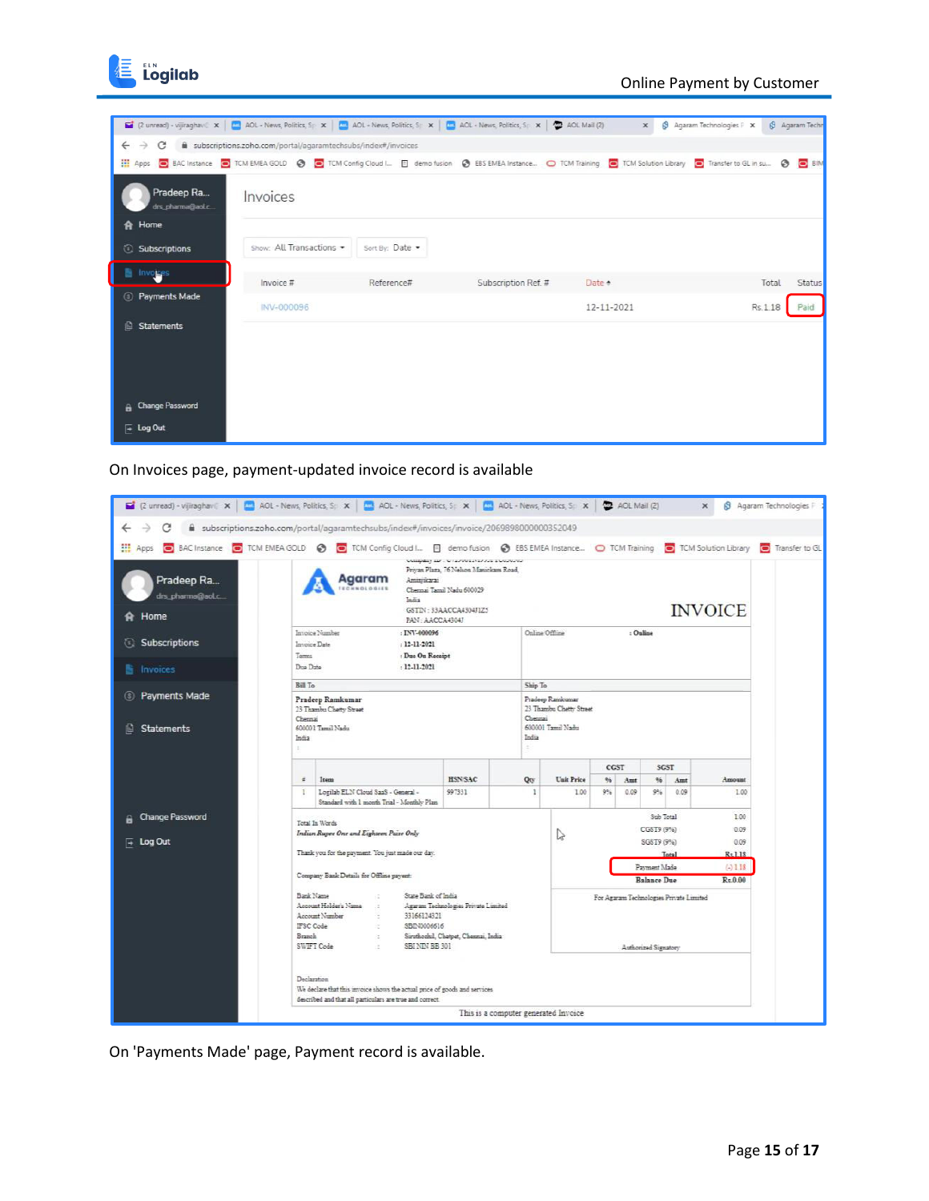On Invoices page, payment-updated invoice record is available

On 'Payments Made' page, Payment record is available.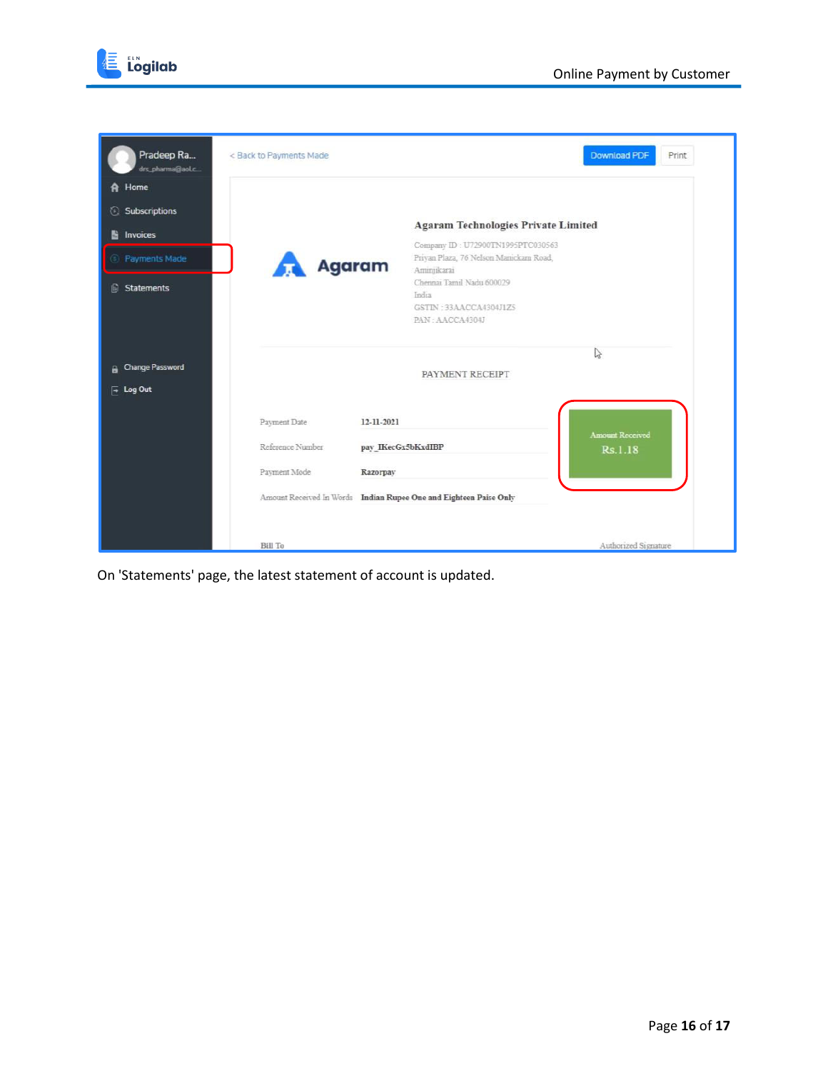Pradeep Ra...
drs_pharma@aol.c...

- Home
- Subscriptions
- Invoices
- Payments Made
- Statements
- Change Password
- Log Out

< Back to Payments Made

Download PDF | Print

**Agaram Technologies Private Limited**

Company ID : U72900TN1995PTC030563
Priyan Plaza, 76 Nelson Manickam Road,
Aminjikarai
Chennai Tamil Nadu 600029
India
GSTIN : 33AACCA4304J1Z5
PAN : AACCA4304J

PAYMENT RECEIPT

| | |
|---|---|
| Payment Date | 12-11-2021 |
| Reference Number | pay_IKecGx5bKxdIBP |
| Payment Mode | Razorpay |
| Amount Received In Words | Indian Rupee One and Eighteen Paise Only |

Amount Received
Rs.1.18

Bill To

Authorized Signature

On 'Statements' page, the latest statement of account is updated.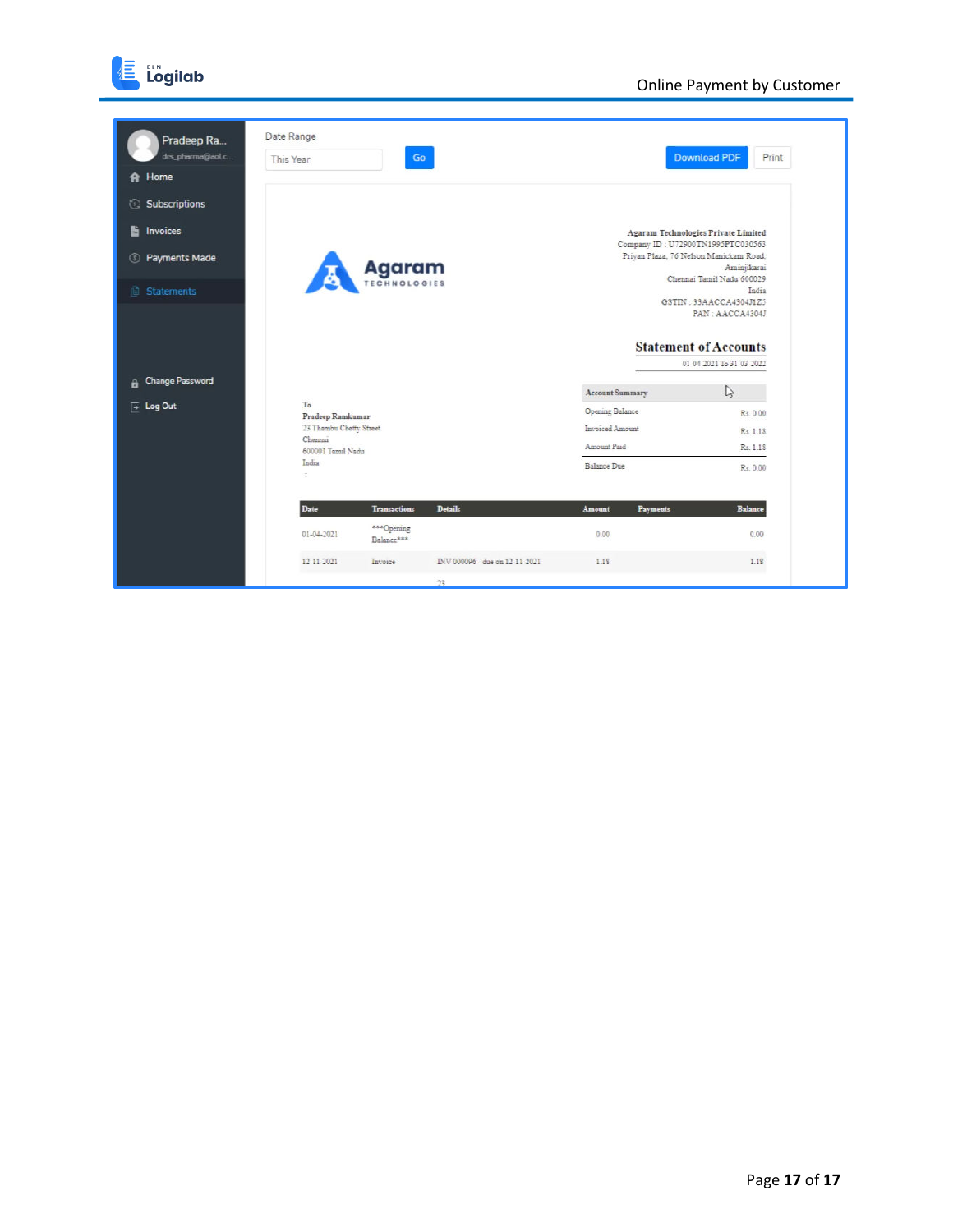Pradeep Ra...
drs_pharma@aol.c...

- Home
- Subscriptions
- Invoices
- Payments Made
- Statements
- Change Password
- Log Out

Date Range

This Year | Go

Download PDF | Print

Agaram TECHNOLOGIES

**Agaram Technologies Private Limited**
Company ID : U72900TN1995PTC030563
Priyan Plaza, 76 Nelson Manickam Road,
Aminjikarai
Chennai Tamil Nadu 600029
India
GSTIN : 33AACCA4304J1Z5
PAN : AACCA4304J

## Statement of Accounts

01-04-2021 To 31-03-2022

**To**
**Pradeep Ramkumar**
23 Thambu Chetty Street
Chennai
600001 Tamil Nadu
India

| Account Summary | |
| --- | --- |
| Opening Balance | Rs. 0.00 |
| Invoiced Amount | Rs. 1.18 |
| Amount Paid | Rs. 1.18 |
| Balance Due | Rs. 0.00 |

| Date | Transactions | Details | Amount | Payments | Balance |
| --- | --- | --- | --- | --- | --- |
| 01-04-2021 | ***Opening Balance*** | | 0.00 | | 0.00 |
| 12-11-2021 | Invoice | INV-000096 - due on 12-11-2021 | 1.18 | | 1.18 |
| | | 23 | | | |